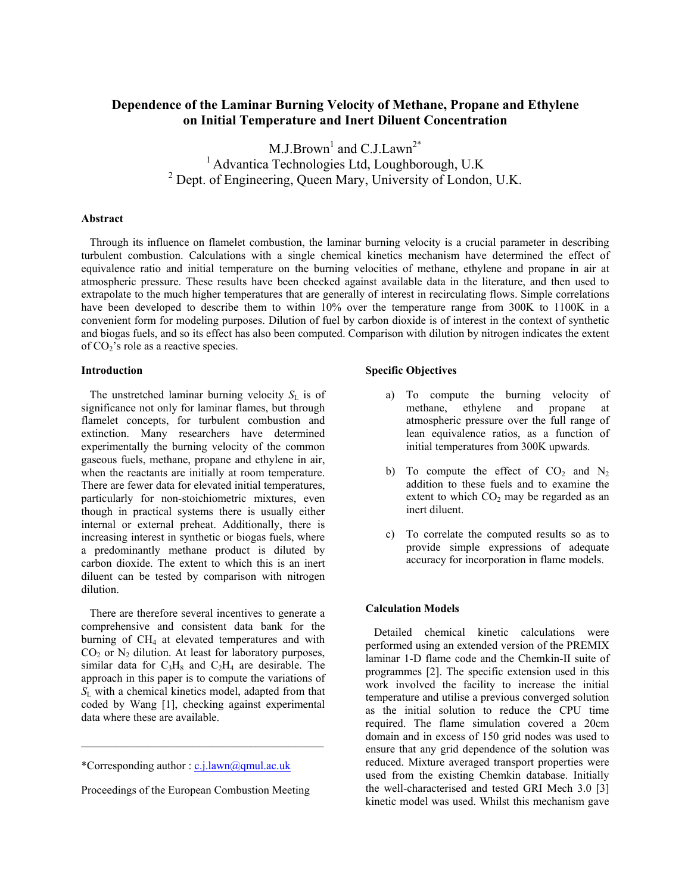# Dependence of the Laminar Burning Velocity of Methane, Propane and Ethylene on Initial Temperature and Inert Diluent Concentration

M.J.Brown[1] and C.J.Lawn[2*]

[1] Advantica Technologies Ltd, Loughborough, U.K

[2] Dept. of Engineering, Queen Mary, University of London, U.K.

## Abstract

Through its influence on flamelet combustion, the laminar burning velocity is a crucial parameter in describing turbulent combustion. Calculations with a single chemical kinetics mechanism have determined the effect of equivalence ratio and initial temperature on the burning velocities of methane, ethylene and propane in air at atmospheric pressure. These results have been checked against available data in the literature, and then used to extrapolate to the much higher temperatures that are generally of interest in recirculating flows. Simple correlations have been developed to describe them to within 10% over the temperature range from 300K to 1100K in a convenient form for modeling purposes. Dilution of fuel by carbon dioxide is of interest in the context of synthetic and biogas fuels, and so its effect has also been computed. Comparison with dilution by nitrogen indicates the extent of $CO_2$'s role as a reactive species.

## Introduction

The unstretched laminar burning velocity $S_L$ is of significance not only for laminar flames, but through flamelet concepts, for turbulent combustion and extinction. Many researchers have determined experimentally the burning velocity of the common gaseous fuels, methane, propane and ethylene in air, when the reactants are initially at room temperature. There are fewer data for elevated initial temperatures, particularly for non-stoichiometric mixtures, even though in practical systems there is usually either internal or external preheat. Additionally, there is increasing interest in synthetic or biogas fuels, where a predominantly methane product is diluted by carbon dioxide. The extent to which this is an inert diluent can be tested by comparison with nitrogen dilution.

There are therefore several incentives to generate a comprehensive and consistent data bank for the burning of $CH_4$ at elevated temperatures and with $CO_2$ or $N_2$ dilution. At least for laboratory purposes, similar data for $C_3H_8$ and $C_2H_4$ are desirable. The approach in this paper is to compute the variations of $S_L$ with a chemical kinetics model, adapted from that coded by Wang [1], checking against experimental data where these are available.

---

*Corresponding author : c.j.lawn@qmul.ac.uk

Proceedings of the European Combustion Meeting

## Specific Objectives

a) To compute the burning velocity of methane, ethylene and propane at atmospheric pressure over the full range of lean equivalence ratios, as a function of initial temperatures from 300K upwards.

b) To compute the effect of $CO_2$ and $N_2$ addition to these fuels and to examine the extent to which $CO_2$ may be regarded as an inert diluent.

c) To correlate the computed results so as to provide simple expressions of adequate accuracy for incorporation in flame models.

## Calculation Models

Detailed chemical kinetic calculations were performed using an extended version of the PREMIX laminar 1-D flame code and the Chemkin-II suite of programmes [2]. The specific extension used in this work involved the facility to increase the initial temperature and utilise a previous converged solution as the initial solution to reduce the CPU time required. The flame simulation covered a 20cm domain and in excess of 150 grid nodes was used to ensure that any grid dependence of the solution was reduced. Mixture averaged transport properties were used from the existing Chemkin database. Initially the well-characterised and tested GRI Mech 3.0 [3] kinetic model was used. Whilst this mechanism gave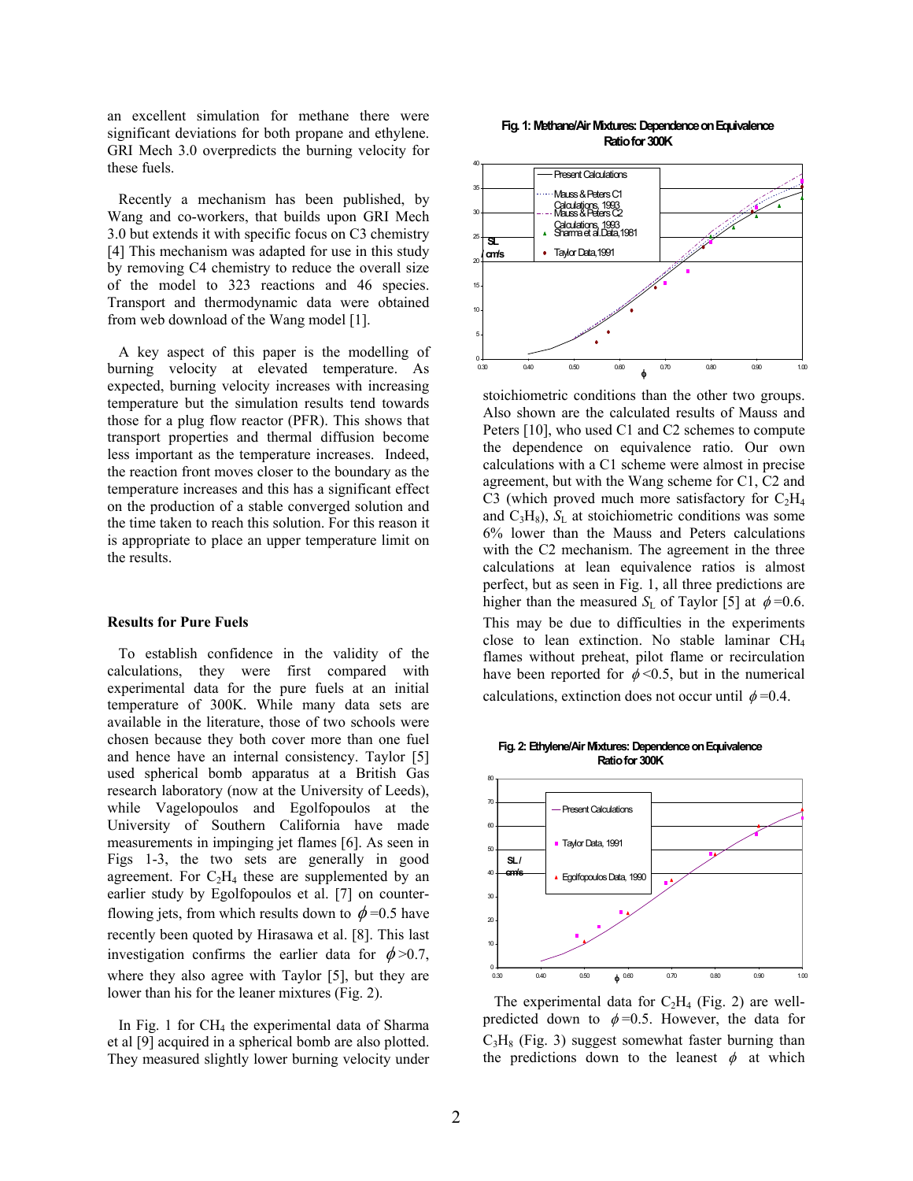an excellent simulation for methane there were significant deviations for both propane and ethylene. GRI Mech 3.0 overpredicts the burning velocity for these fuels.

Recently a mechanism has been published, by Wang and co-workers, that builds upon GRI Mech 3.0 but extends it with specific focus on C3 chemistry [4] This mechanism was adapted for use in this study by removing C4 chemistry to reduce the overall size of the model to 323 reactions and 46 species. Transport and thermodynamic data were obtained from web download of the Wang model [1].

A key aspect of this paper is the modelling of burning velocity at elevated temperature. As expected, burning velocity increases with increasing temperature but the simulation results tend towards those for a plug flow reactor (PFR). This shows that transport properties and thermal diffusion become less important as the temperature increases. Indeed, the reaction front moves closer to the boundary as the temperature increases and this has a significant effect on the production of a stable converged solution and the time taken to reach this solution. For this reason it is appropriate to place an upper temperature limit on the results.

### Results for Pure Fuels

To establish confidence in the validity of the calculations, they were first compared with experimental data for the pure fuels at an initial temperature of 300K. While many data sets are available in the literature, those of two schools were chosen because they both cover more than one fuel and hence have an internal consistency. Taylor [5] used spherical bomb apparatus at a British Gas research laboratory (now at the University of Leeds), while Vagelopoulos and Egolfopoulos at the University of Southern California have made measurements in impinging jet flames [6]. As seen in Figs 1-3, the two sets are generally in good agreement. For $C_2H_4$ these are supplemented by an earlier study by Egolfopoulos et al. [7] on counter-flowing jets, from which results down to $\phi$=0.5 have recently been quoted by Hirasawa et al. [8]. This last investigation confirms the earlier data for $\phi$>0.7, where they also agree with Taylor [5], but they are lower than his for the leaner mixtures (Fig. 2).

In Fig. 1 for $CH_4$ the experimental data of Sharma et al [9] acquired in a spherical bomb are also plotted. They measured slightly lower burning velocity under stoichiometric conditions than the other two groups. Also shown are the calculated results of Mauss and Peters [10], who used C1 and C2 schemes to compute the dependence on equivalence ratio. Our own calculations with a C1 scheme were almost in precise agreement, but with the Wang scheme for C1, C2 and C3 (which proved much more satisfactory for $C_2H_4$ and $C_3H_8$), $S_L$ at stoichiometric conditions was some 6% lower than the Mauss and Peters calculations with the C2 mechanism. The agreement in the three calculations at lean equivalence ratios is almost perfect, but as seen in Fig. 1, all three predictions are higher than the measured $S_L$ of Taylor [5] at $\phi$=0.6. This may be due to difficulties in the experiments close to lean extinction. No stable laminar $CH_4$ flames without preheat, pilot flame or recirculation have been reported for $\phi$<0.5, but in the numerical calculations, extinction does not occur until $\phi$=0.4.

**Fig. 1: Methane/Air Mixtures: Dependence on Equivalence Ratio for 300K**

**Fig. 2: Ethylene/Air Mixtures: Dependence on Equivalence Ratio for 300K**

The experimental data for $C_2H_4$ (Fig. 2) are well-predicted down to $\phi$=0.5. However, the data for $C_3H_8$ (Fig. 3) suggest somewhat faster burning than the predictions down to the leanest $\phi$ at which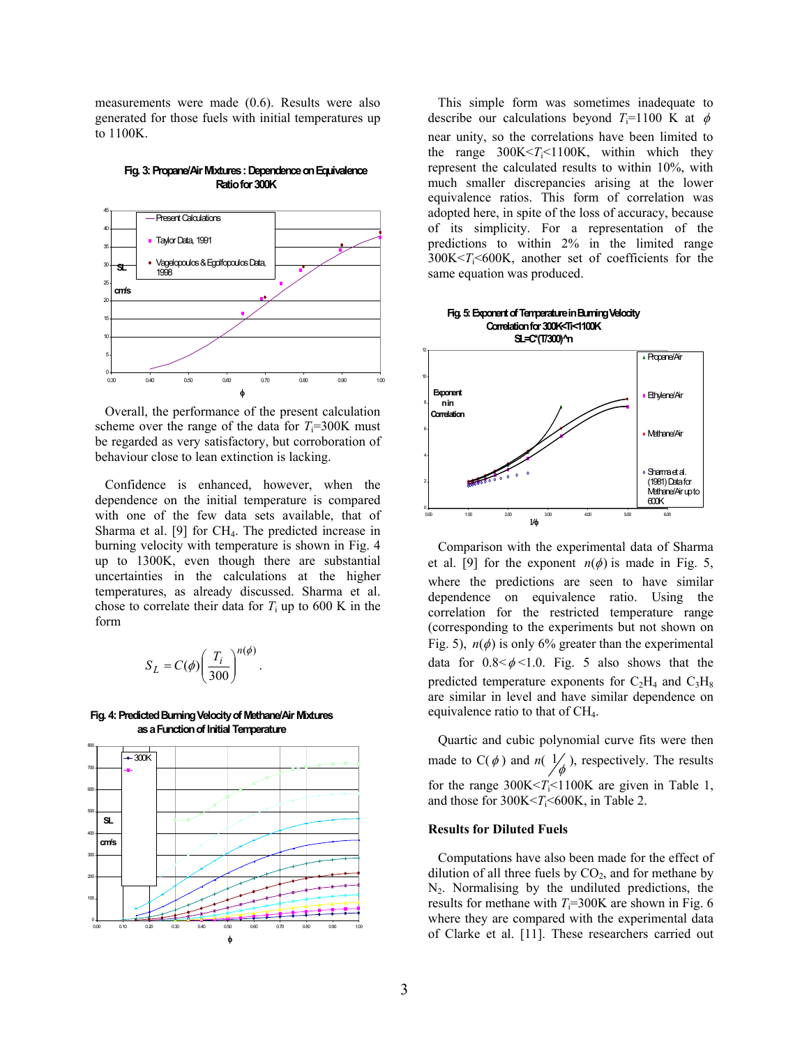measurements were made (0.6). Results were also generated for those fuels with initial temperatures up to 1100K.

Fig. 3: Propane/Air Mixtures : Dependence on Equivalence Ratio for 300K

Overall, the performance of the present calculation scheme over the range of the data for $T_i$=300K must be regarded as very satisfactory, but corroboration of behaviour close to lean extinction is lacking.

Confidence is enhanced, however, when the dependence on the initial temperature is compared with one of the few data sets available, that of Sharma et al. [9] for $CH_4$. The predicted increase in burning velocity with temperature is shown in Fig. 4 up to 1300K, even though there are substantial uncertainties in the calculations at the higher temperatures, as already discussed. Sharma et al. chose to correlate their data for $T_i$ up to 600 K in the form

$$S_L = C(\phi)\left(\frac{T_i}{300}\right)^{n(\phi)}.$$

Fig. 4: Predicted Burning Velocity of Methane/Air Mixtures as a Function of Initial Temperature

This simple form was sometimes inadequate to describe our calculations beyond $T_i$=1100 K at $\phi$ near unity, so the correlations have been limited to the range 300K<$T_i$<1100K, within which they represent the calculated results to within 10%, with much smaller discrepancies arising at the lower equivalence ratios. This form of correlation was adopted here, in spite of the loss of accuracy, because of its simplicity. For a representation of the predictions to within 2% in the limited range 300K<$T_i$<600K, another set of coefficients for the same equation was produced.

Fig. 5: Exponent of Temperature in Burning Velocity Correlation for 300K<Ti<1100K SL=C*(T/300)^n

Comparison with the experimental data of Sharma et al. [9] for the exponent $n(\phi)$ is made in Fig. 5, where the predictions are seen to have similar dependence on equivalence ratio. Using the correlation for the restricted temperature range (corresponding to the experiments but not shown on Fig. 5), $n(\phi)$ is only 6% greater than the experimental data for 0.8<$\phi$<1.0. Fig. 5 also shows that the predicted temperature exponents for $C_2H_4$ and $C_3H_8$ are similar in level and have similar dependence on equivalence ratio to that of $CH_4$.

Quartic and cubic polynomial curve fits were then made to C($\phi$) and $n(1/\phi)$, respectively. The results for the range 300K<$T_i$<1100K are given in Table 1, and those for 300K<$T_i$<600K, in Table 2.

## Results for Diluted Fuels

Computations have also been made for the effect of dilution of all three fuels by $CO_2$, and for methane by $N_2$. Normalising by the undiluted predictions, the results for methane with $T_i$=300K are shown in Fig. 6 where they are compared with the experimental data of Clarke et al. [11]. These researchers carried out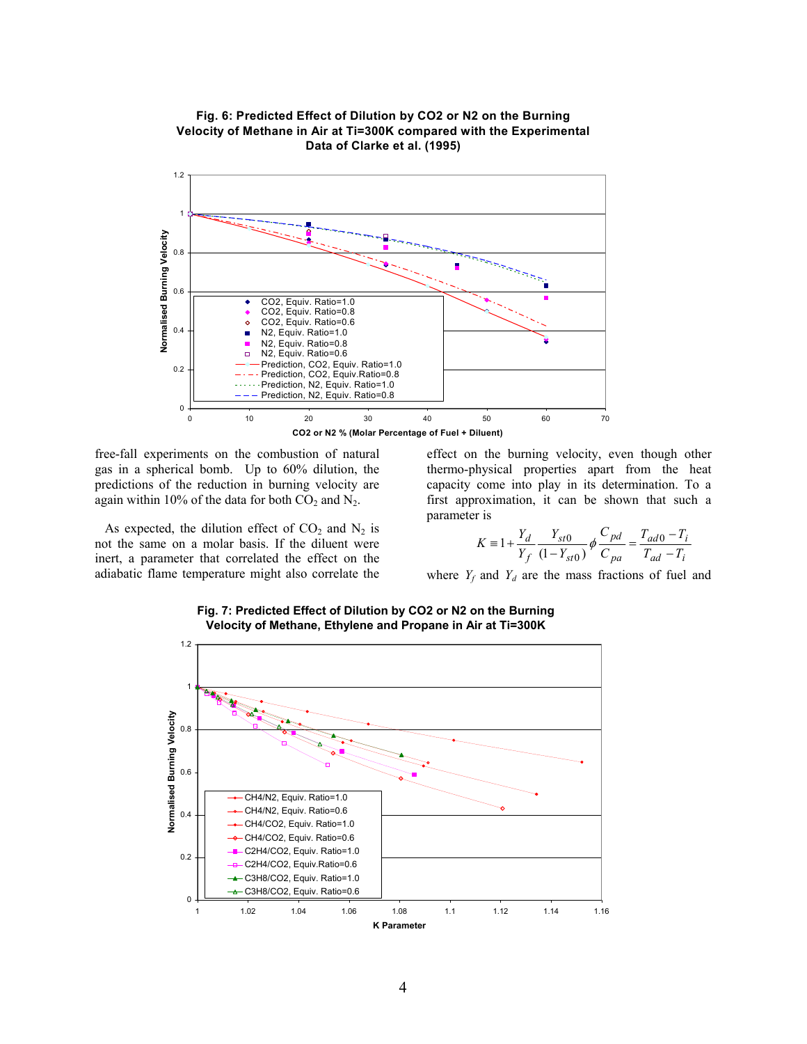**Fig. 6: Predicted Effect of Dilution by CO2 or N2 on the Burning Velocity of Methane in Air at Ti=300K compared with the Experimental Data of Clarke et al. (1995)**

free-fall experiments on the combustion of natural gas in a spherical bomb. Up to 60% dilution, the predictions of the reduction in burning velocity are again within 10% of the data for both $CO_2$ and $N_2$.

As expected, the dilution effect of $CO_2$ and $N_2$ is not the same on a molar basis. If the diluent were inert, a parameter that correlated the effect on the adiabatic flame temperature might also correlate the effect on the burning velocity, even though other thermo-physical properties apart from the heat capacity come into play in its determination. To a first approximation, it can be shown that such a parameter is

$$K \equiv 1 + \frac{Y_d}{Y_f} \frac{Y_{st0}}{(1 - Y_{st0})} \phi \frac{C_{pd}}{C_{pa}} = \frac{T_{ad0} - T_i}{T_{ad} - T_i}$$

where $Y_f$ and $Y_d$ are the mass fractions of fuel and

**Fig. 7: Predicted Effect of Dilution by CO2 or N2 on the Burning Velocity of Methane, Ethylene and Propane in Air at Ti=300K**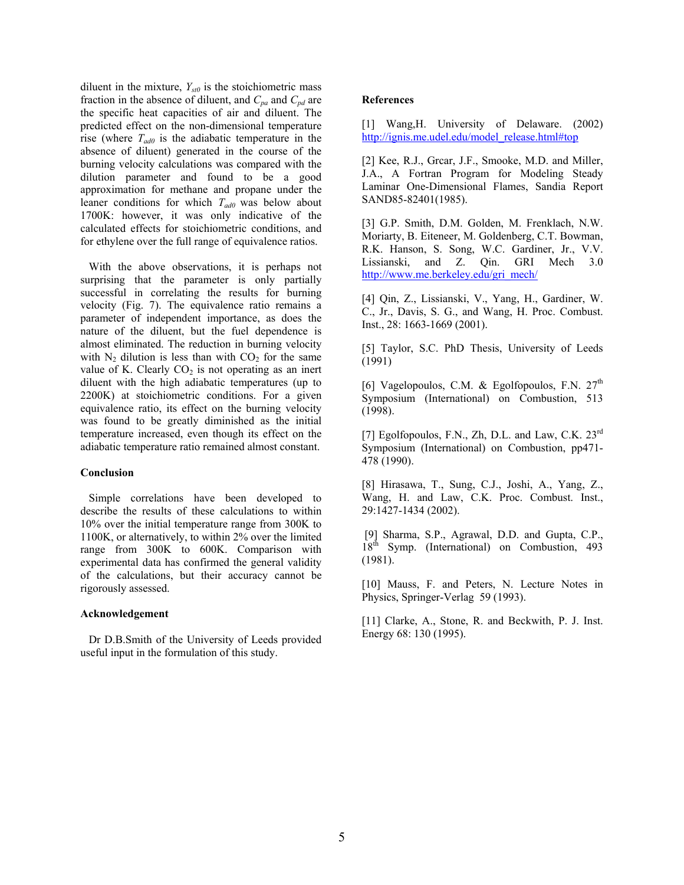diluent in the mixture, $Y_{st0}$ is the stoichiometric mass fraction in the absence of diluent, and $C_{pa}$ and $C_{pd}$ are the specific heat capacities of air and diluent. The predicted effect on the non-dimensional temperature rise (where $T_{ad0}$ is the adiabatic temperature in the absence of diluent) generated in the course of the burning velocity calculations was compared with the dilution parameter and found to be a good approximation for methane and propane under the leaner conditions for which $T_{ad0}$ was below about 1700K: however, it was only indicative of the calculated effects for stoichiometric conditions, and for ethylene over the full range of equivalence ratios.

With the above observations, it is perhaps not surprising that the parameter is only partially successful in correlating the results for burning velocity (Fig. 7). The equivalence ratio remains a parameter of independent importance, as does the nature of the diluent, but the fuel dependence is almost eliminated. The reduction in burning velocity with $N_2$ dilution is less than with $CO_2$ for the same value of K. Clearly $CO_2$ is not operating as an inert diluent with the high adiabatic temperatures (up to 2200K) at stoichiometric conditions. For a given equivalence ratio, its effect on the burning velocity was found to be greatly diminished as the initial temperature increased, even though its effect on the adiabatic temperature ratio remained almost constant.

## Conclusion

Simple correlations have been developed to describe the results of these calculations to within 10% over the initial temperature range from 300K to 1100K, or alternatively, to within 2% over the limited range from 300K to 600K. Comparison with experimental data has confirmed the general validity of the calculations, but their accuracy cannot be rigorously assessed.

## Acknowledgement

Dr D.B.Smith of the University of Leeds provided useful input in the formulation of this study.

## References

[1] Wang,H. University of Delaware. (2002) http://ignis.me.udel.edu/model_release.html#top

[2] Kee, R.J., Grcar, J.F., Smooke, M.D. and Miller, J.A., A Fortran Program for Modeling Steady Laminar One-Dimensional Flames, Sandia Report SAND85-82401(1985).

[3] G.P. Smith, D.M. Golden, M. Frenklach, N.W. Moriarty, B. Eiteneer, M. Goldenberg, C.T. Bowman, R.K. Hanson, S. Song, W.C. Gardiner, Jr., V.V. Lissianski, and Z. Qin. GRI Mech 3.0 http://www.me.berkeley.edu/gri_mech/

[4] Qin, Z., Lissianski, V., Yang, H., Gardiner, W. C., Jr., Davis, S. G., and Wang, H. Proc. Combust. Inst., 28: 1663-1669 (2001).

[5] Taylor, S.C. PhD Thesis, University of Leeds (1991)

[6] Vagelopoulos, C.M. & Egolfopoulos, F.N. 27th Symposium (International) on Combustion, 513 (1998).

[7] Egolfopoulos, F.N., Zh, D.L. and Law, C.K. 23rd Symposium (International) on Combustion, pp471-478 (1990).

[8] Hirasawa, T., Sung, C.J., Joshi, A., Yang, Z., Wang, H. and Law, C.K. Proc. Combust. Inst., 29:1427-1434 (2002).

[9] Sharma, S.P., Agrawal, D.D. and Gupta, C.P., 18th Symp. (International) on Combustion, 493 (1981).

[10] Mauss, F. and Peters, N. Lecture Notes in Physics, Springer-Verlag 59 (1993).

[11] Clarke, A., Stone, R. and Beckwith, P. J. Inst. Energy 68: 130 (1995).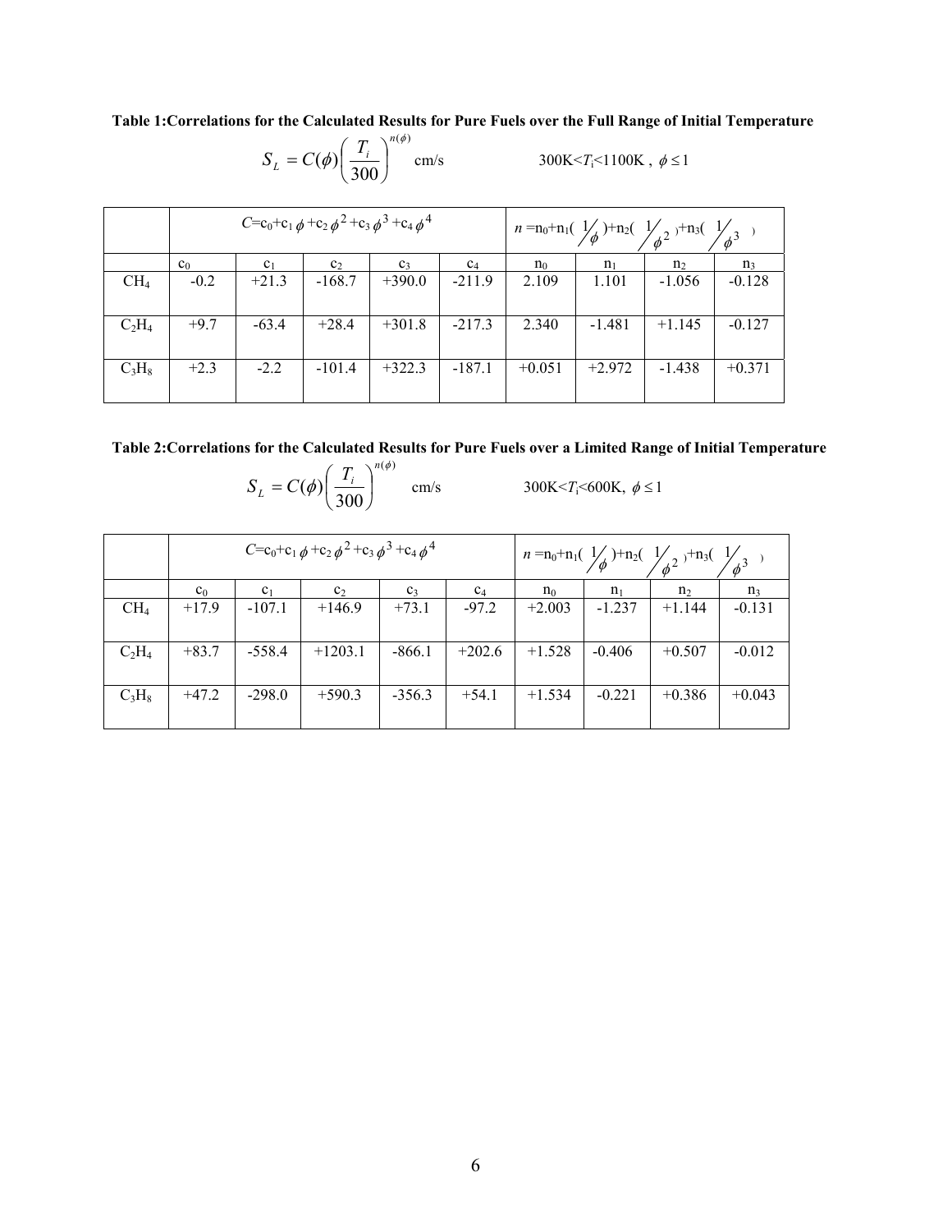**Table 1:Correlations for the Calculated Results for Pure Fuels over the Full Range of Initial Temperature**

$$S_L = C(\phi)\left(\frac{T_i}{300}\right)^{n(\phi)} \text{ cm/s} \qquad 300\text{K}<T_i<1100\text{K}\ ,\ \phi \le 1$$

| | $C = c_0 + c_1\phi + c_2\phi^2 + c_3\phi^3 + c_4\phi^4$ | | | | | $n = n_0 + n_1(1/\phi) + n_2(1/\phi^2) + n_3(1/\phi^3)$ | | | |
|---|---|---|---|---|---|---|---|---|---|
| | $c_0$ | $c_1$ | $c_2$ | $c_3$ | $c_4$ | $n_0$ | $n_1$ | $n_2$ | $n_3$ |
| $CH_4$ | -0.2 | +21.3 | -168.7 | +390.0 | -211.9 | 2.109 | 1.101 | -1.056 | -0.128 |
| $C_2H_4$ | +9.7 | -63.4 | +28.4 | +301.8 | -217.3 | 2.340 | -1.481 | +1.145 | -0.127 |
| $C_3H_8$ | +2.3 | -2.2 | -101.4 | +322.3 | -187.1 | +0.051 | +2.972 | -1.438 | +0.371 |

**Table 2:Correlations for the Calculated Results for Pure Fuels over a Limited Range of Initial Temperature**

$$S_L = C(\phi)\left(\frac{T_i}{300}\right)^{n(\phi)} \text{ cm/s} \qquad 300\text{K}<T_i<600\text{K},\ \phi \le 1$$

| | $C = c_0 + c_1\phi + c_2\phi^2 + c_3\phi^3 + c_4\phi^4$ | | | | | $n = n_0 + n_1(1/\phi) + n_2(1/\phi^2) + n_3(1/\phi^3)$ | | | |
|---|---|---|---|---|---|---|---|---|---|
| | $c_0$ | $c_1$ | $c_2$ | $c_3$ | $c_4$ | $n_0$ | $n_1$ | $n_2$ | $n_3$ |
| $CH_4$ | +17.9 | -107.1 | +146.9 | +73.1 | -97.2 | +2.003 | -1.237 | +1.144 | -0.131 |
| $C_2H_4$ | +83.7 | -558.4 | +1203.1 | -866.1 | +202.6 | +1.528 | -0.406 | +0.507 | -0.012 |
| $C_3H_8$ | +47.2 | -298.0 | +590.3 | -356.3 | +54.1 | +1.534 | -0.221 | +0.386 | +0.043 |